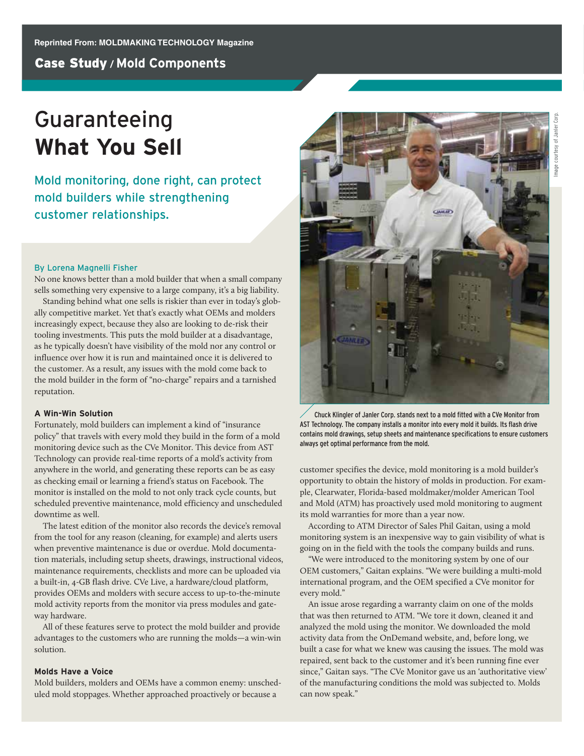Reprinted From: MOLDMAKING TECHNOLOGY Magazine

**Case Study / Mold Components**

# Guaranteeing **What You Sell**

## Mold monitoring, done right, can protect mold builders while strengthening customer relationships.

By Lorena Magnelli Fisher

No one knows better than a mold builder that when a small company sells something very expensive to a large company, it's a big liability.

Standing behind what one sells is riskier than ever in today's globally competitive market. Yet that's exactly what OEMs and molders increasingly expect, because they also are looking to de-risk their tooling investments. This puts the mold builder at a disadvantage, as he typically doesn't have visibility of the mold nor any control or influence over how it is run and maintained once it is delivered to the customer. As a result, any issues with the mold come back to the mold builder in the form of "no-charge" repairs and a tarnished reputation.

### A Win-Win Solution

Fortunately, mold builders can implement a kind of "insurance policy" that travels with every mold they build in the form of a mold monitoring device such as the CVe Monitor. This device from AST Technology can provide real-time reports of a mold's activity from anywhere in the world, and generating these reports can be as easy as checking email or learning a friend's status on Facebook. The monitor is installed on the mold to not only track cycle counts, but scheduled preventive maintenance, mold efficiency and unscheduled downtime as well.

The latest edition of the monitor also records the device's removal from the tool for any reason (cleaning, for example) and alerts users when preventive maintenance is due or overdue. Mold documentation materials, including setup sheets, drawings, instructional videos, maintenance requirements, checklists and more can be uploaded via a built-in, 4-GB flash drive. CVe Live, a hardware/cloud platform, provides OEMs and molders with secure access to up-to-the-minute mold activity reports from the monitor via press modules and gateway hardware.

All of these features serve to protect the mold builder and provide advantages to the customers who are running the molds—a win-win solution.

### Molds Have a Voice

Mold builders, molders and OEMs have a common enemy: unscheduled mold stoppages. Whether approached proactively or because a customer specifies the device, mold monitoring is a mold builder's opportunity to obtain the history of molds in production. For example, Clearwater, Florida-based moldmaker/molder American Tool and Mold (ATM) has proactively used mold monitoring to augment its mold warranties for more than a year now.

According to ATM Director of Sales Phil Gaitan, using a mold monitoring system is an inexpensive way to gain visibility of what is going on in the field with the tools the company builds and runs.

"We were introduced to the monitoring system by one of our OEM customers," Gaitan explains. "We were building a multi-mold international program, and the OEM specified a CVe monitor for every mold."

An issue arose regarding a warranty claim on one of the molds that was then returned to ATM. "We tore it down, cleaned it and analyzed the mold using the monitor. We downloaded the mold activity data from the OnDemand website, and, before long, we built a case for what we knew was causing the issues. The mold was repaired, sent back to the customer and it's been running fine ever since," Gaitan says. "The CVe Monitor gave us an 'authoritative view' of the manufacturing conditions the mold was subjected to. Molds can now speak."

Chuck Klingler of Janler Corp. stands next to a mold fitted with a CVe Monitor from AST Technology. The company installs a monitor into every mold it builds. Its flash drive contains mold drawings, setup sheets and maintenance specifications to ensure customers always get optimal performance from the mold.

Image courtesy of Janler Corp.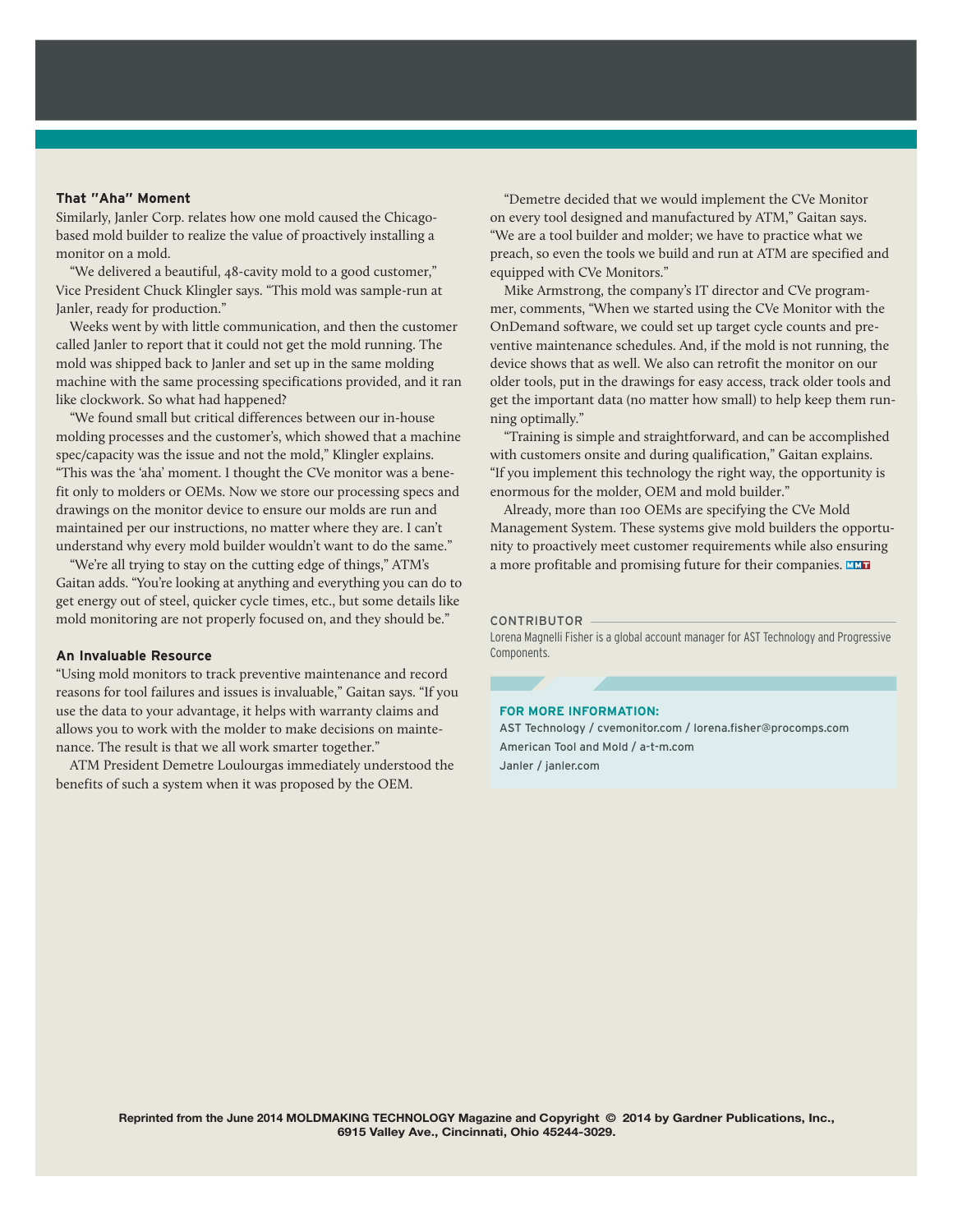### That "Aha" Moment

Similarly, Janler Corp. relates how one mold caused the Chicago-based mold builder to realize the value of proactively installing a monitor on a mold.

"We delivered a beautiful, 48-cavity mold to a good customer," Vice President Chuck Klingler says. "This mold was sample-run at Janler, ready for production."

Weeks went by with little communication, and then the customer called Janler to report that it could not get the mold running. The mold was shipped back to Janler and set up in the same molding machine with the same processing specifications provided, and it ran like clockwork. So what had happened?

"We found small but critical differences between our in-house molding processes and the customer's, which showed that a machine spec/capacity was the issue and not the mold," Klingler explains. "This was the 'aha' moment. I thought the CVe monitor was a benefit only to molders or OEMs. Now we store our processing specs and drawings on the monitor device to ensure our molds are run and maintained per our instructions, no matter where they are. I can't understand why every mold builder wouldn't want to do the same."

"We're all trying to stay on the cutting edge of things," ATM's Gaitan adds. "You're looking at anything and everything you can do to get energy out of steel, quicker cycle times, etc., but some details like mold monitoring are not properly focused on, and they should be."

### An Invaluable Resource

"Using mold monitors to track preventive maintenance and record reasons for tool failures and issues is invaluable," Gaitan says. "If you use the data to your advantage, it helps with warranty claims and allows you to work with the molder to make decisions on maintenance. The result is that we all work smarter together."

ATM President Demetre Loulourgas immediately understood the benefits of such a system when it was proposed by the OEM.

"Demetre decided that we would implement the CVe Monitor on every tool designed and manufactured by ATM," Gaitan says. "We are a tool builder and molder; we have to practice what we preach, so even the tools we build and run at ATM are specified and equipped with CVe Monitors."

Mike Armstrong, the company's IT director and CVe programmer, comments, "When we started using the CVe Monitor with the OnDemand software, we could set up target cycle counts and preventive maintenance schedules. And, if the mold is not running, the device shows that as well. We also can retrofit the monitor on our older tools, put in the drawings for easy access, track older tools and get the important data (no matter how small) to help keep them running optimally."

"Training is simple and straightforward, and can be accomplished with customers onsite and during qualification," Gaitan explains. "If you implement this technology the right way, the opportunity is enormous for the molder, OEM and mold builder."

Already, more than 100 OEMs are specifying the CVe Mold Management System. These systems give mold builders the opportunity to proactively meet customer requirements while also ensuring a more profitable and promising future for their companies.

CONTRIBUTOR

Lorena Magnelli Fisher is a global account manager for AST Technology and Progressive Components.

**FOR MORE INFORMATION:**

AST Technology / cvemonitor.com / lorena.fisher@procomps.com

American Tool and Mold / a-t-m.com

Janler / janler.com

**Reprinted from the June 2014 MOLDMAKING TECHNOLOGY Magazine and Copyright © 2014 by Gardner Publications, Inc., 6915 Valley Ave., Cincinnati, Ohio 45244-3029.**